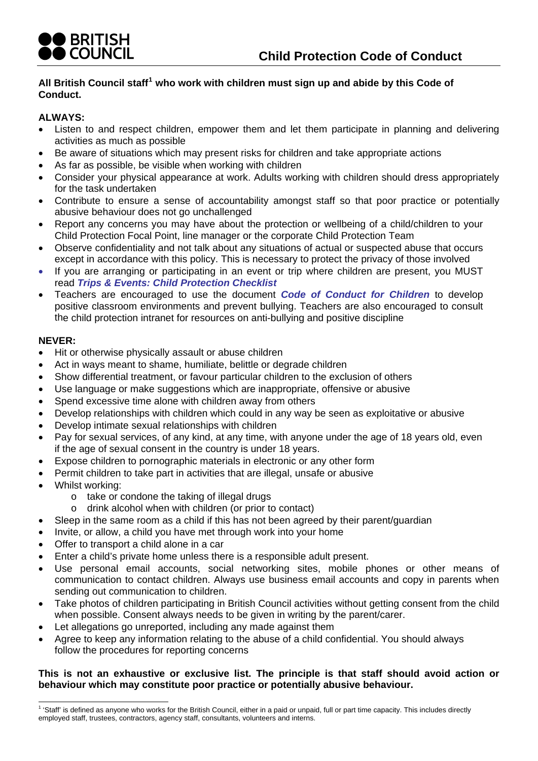BRITISH COUNCIL

# Child Protection Code of Conduct

**All British Council staff[1] who work with children must sign up and abide by this Code of Conduct.**

**ALWAYS:**

- Listen to and respect children, empower them and let them participate in planning and delivering activities as much as possible
- Be aware of situations which may present risks for children and take appropriate actions
- As far as possible, be visible when working with children
- Consider your physical appearance at work. Adults working with children should dress appropriately for the task undertaken
- Contribute to ensure a sense of accountability amongst staff so that poor practice or potentially abusive behaviour does not go unchallenged
- Report any concerns you may have about the protection or wellbeing of a child/children to your Child Protection Focal Point, line manager or the corporate Child Protection Team
- Observe confidentiality and not talk about any situations of actual or suspected abuse that occurs except in accordance with this policy. This is necessary to protect the privacy of those involved
- If you are arranging or participating in an event or trip where children are present, you MUST read ***Trips & Events: Child Protection Checklist***
- Teachers are encouraged to use the document ***Code of Conduct for Children*** to develop positive classroom environments and prevent bullying. Teachers are also encouraged to consult the child protection intranet for resources on anti-bullying and positive discipline

**NEVER:**

- Hit or otherwise physically assault or abuse children
- Act in ways meant to shame, humiliate, belittle or degrade children
- Show differential treatment, or favour particular children to the exclusion of others
- Use language or make suggestions which are inappropriate, offensive or abusive
- Spend excessive time alone with children away from others
- Develop relationships with children which could in any way be seen as exploitative or abusive
- Develop intimate sexual relationships with children
- Pay for sexual services, of any kind, at any time, with anyone under the age of 18 years old, even if the age of sexual consent in the country is under 18 years.
- Expose children to pornographic materials in electronic or any other form
- Permit children to take part in activities that are illegal, unsafe or abusive
- Whilst working:
  - take or condone the taking of illegal drugs
  - drink alcohol when with children (or prior to contact)
- Sleep in the same room as a child if this has not been agreed by their parent/guardian
- Invite, or allow, a child you have met through work into your home
- Offer to transport a child alone in a car
- Enter a child's private home unless there is a responsible adult present.
- Use personal email accounts, social networking sites, mobile phones or other means of communication to contact children. Always use business email accounts and copy in parents when sending out communication to children.
- Take photos of children participating in British Council activities without getting consent from the child when possible. Consent always needs to be given in writing by the parent/carer.
- Let allegations go unreported, including any made against them
- Agree to keep any information relating to the abuse of a child confidential. You should always follow the procedures for reporting concerns

**This is not an exhaustive or exclusive list. The principle is that staff should avoid action or behaviour which may constitute poor practice or potentially abusive behaviour.**

[1] 'Staff' is defined as anyone who works for the British Council, either in a paid or unpaid, full or part time capacity. This includes directly employed staff, trustees, contractors, agency staff, consultants, volunteers and interns.